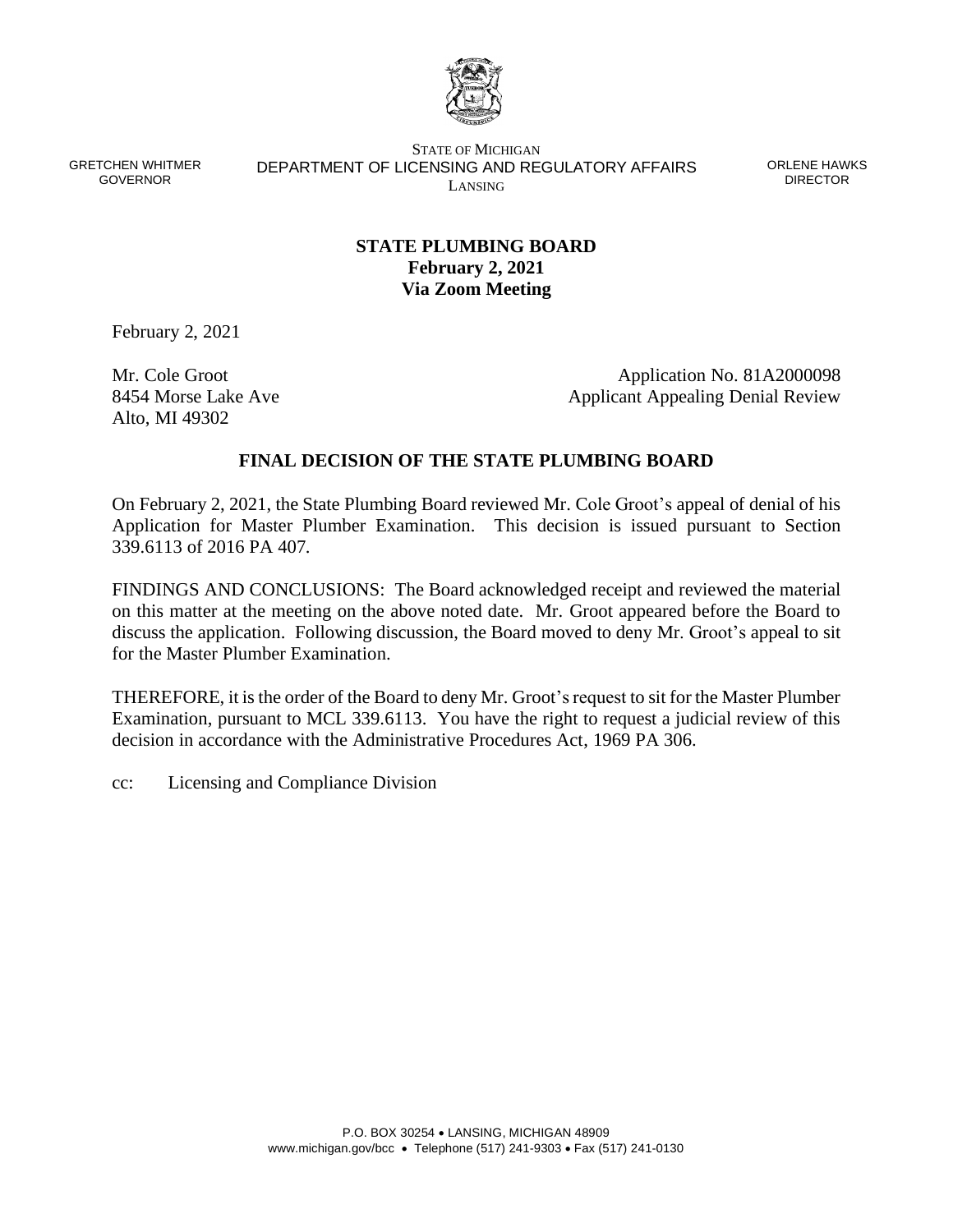GRETCHEN WHITMER
GOVERNOR

STATE OF MICHIGAN
DEPARTMENT OF LICENSING AND REGULATORY AFFAIRS
LANSING

ORLENE HAWKS
DIRECTOR

**STATE PLUMBING BOARD**
**February 2, 2021**
**Via Zoom Meeting**

February 2, 2021

Mr. Cole Groot
8454 Morse Lake Ave
Alto, MI 49302

Application No. 81A2000098
Applicant Appealing Denial Review

## FINAL DECISION OF THE STATE PLUMBING BOARD

On February 2, 2021, the State Plumbing Board reviewed Mr. Cole Groot's appeal of denial of his Application for Master Plumber Examination. This decision is issued pursuant to Section 339.6113 of 2016 PA 407.

FINDINGS AND CONCLUSIONS: The Board acknowledged receipt and reviewed the material on this matter at the meeting on the above noted date. Mr. Groot appeared before the Board to discuss the application. Following discussion, the Board moved to deny Mr. Groot's appeal to sit for the Master Plumber Examination.

THEREFORE, it is the order of the Board to deny Mr. Groot's request to sit for the Master Plumber Examination, pursuant to MCL 339.6113. You have the right to request a judicial review of this decision in accordance with the Administrative Procedures Act, 1969 PA 306.

cc: Licensing and Compliance Division

P.O. BOX 30254 • LANSING, MICHIGAN 48909
www.michigan.gov/bcc • Telephone (517) 241-9303 • Fax (517) 241-0130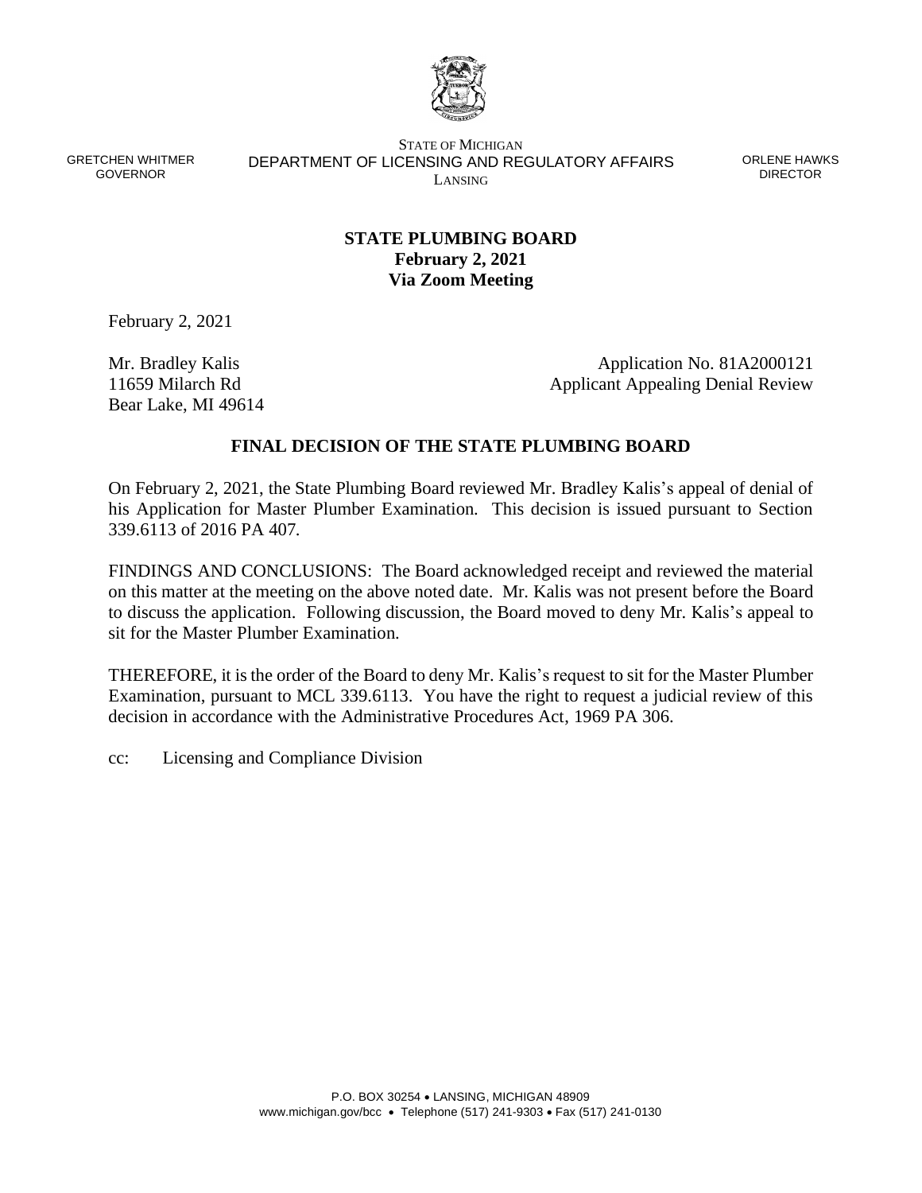GRETCHEN WHITMER
GOVERNOR

STATE OF MICHIGAN
DEPARTMENT OF LICENSING AND REGULATORY AFFAIRS
LANSING

ORLENE HAWKS
DIRECTOR

**STATE PLUMBING BOARD**
**February 2, 2021**
**Via Zoom Meeting**

February 2, 2021

Mr. Bradley Kalis
11659 Milarch Rd
Bear Lake, MI 49614

Application No. 81A2000121
Applicant Appealing Denial Review

## FINAL DECISION OF THE STATE PLUMBING BOARD

On February 2, 2021, the State Plumbing Board reviewed Mr. Bradley Kalis's appeal of denial of his Application for Master Plumber Examination. This decision is issued pursuant to Section 339.6113 of 2016 PA 407.

FINDINGS AND CONCLUSIONS: The Board acknowledged receipt and reviewed the material on this matter at the meeting on the above noted date. Mr. Kalis was not present before the Board to discuss the application. Following discussion, the Board moved to deny Mr. Kalis's appeal to sit for the Master Plumber Examination.

THEREFORE, it is the order of the Board to deny Mr. Kalis's request to sit for the Master Plumber Examination, pursuant to MCL 339.6113. You have the right to request a judicial review of this decision in accordance with the Administrative Procedures Act, 1969 PA 306.

cc: Licensing and Compliance Division

P.O. BOX 30254 • LANSING, MICHIGAN 48909
www.michigan.gov/bcc • Telephone (517) 241-9303 • Fax (517) 241-0130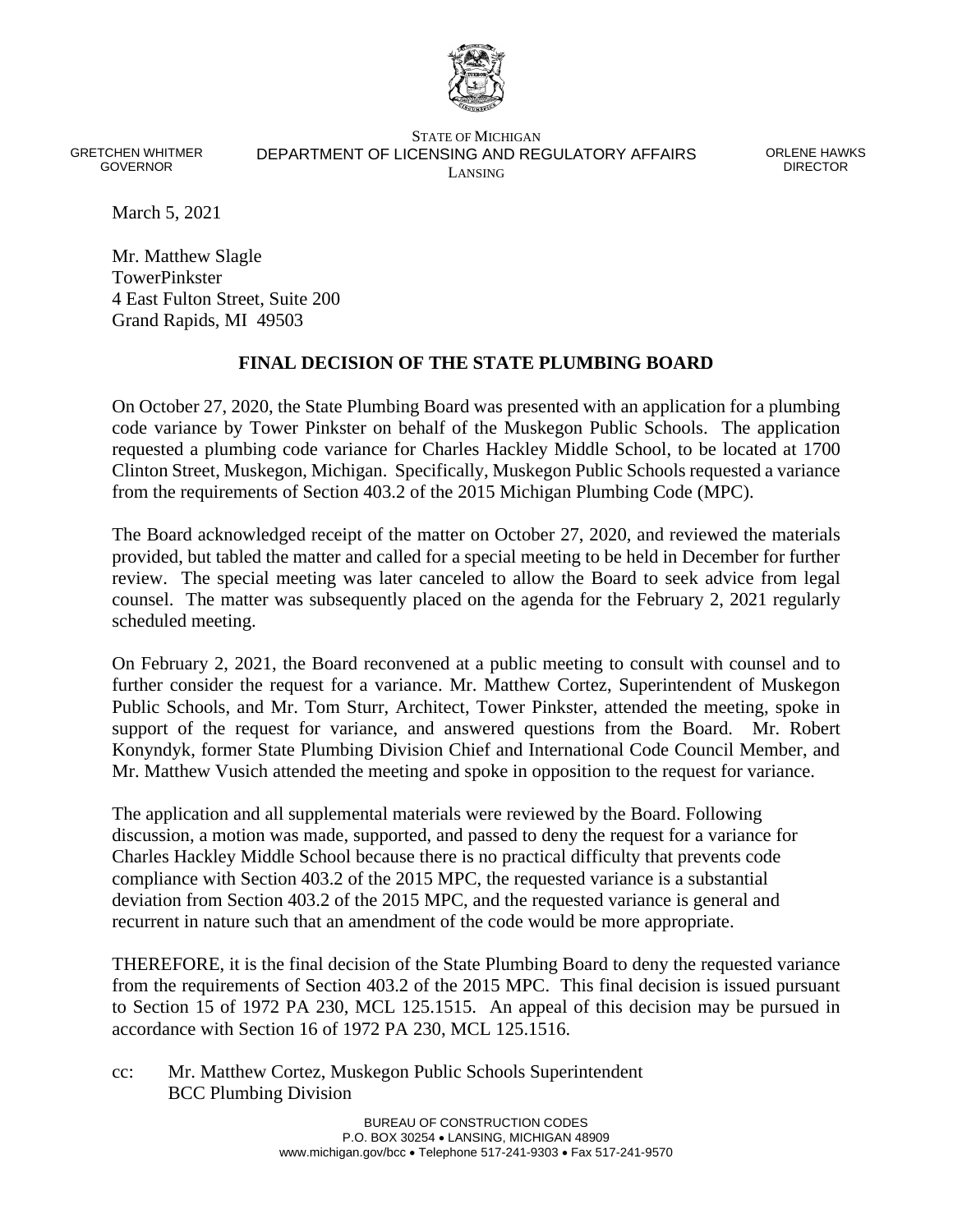STATE OF MICHIGAN
DEPARTMENT OF LICENSING AND REGULATORY AFFAIRS
LANSING

GRETCHEN WHITMER
GOVERNOR

ORLENE HAWKS
DIRECTOR

March 5, 2021

Mr. Matthew Slagle
TowerPinkster
4 East Fulton Street, Suite 200
Grand Rapids, MI 49503

**FINAL DECISION OF THE STATE PLUMBING BOARD**

On October 27, 2020, the State Plumbing Board was presented with an application for a plumbing code variance by Tower Pinkster on behalf of the Muskegon Public Schools. The application requested a plumbing code variance for Charles Hackley Middle School, to be located at 1700 Clinton Street, Muskegon, Michigan. Specifically, Muskegon Public Schools requested a variance from the requirements of Section 403.2 of the 2015 Michigan Plumbing Code (MPC).

The Board acknowledged receipt of the matter on October 27, 2020, and reviewed the materials provided, but tabled the matter and called for a special meeting to be held in December for further review. The special meeting was later canceled to allow the Board to seek advice from legal counsel. The matter was subsequently placed on the agenda for the February 2, 2021 regularly scheduled meeting.

On February 2, 2021, the Board reconvened at a public meeting to consult with counsel and to further consider the request for a variance. Mr. Matthew Cortez, Superintendent of Muskegon Public Schools, and Mr. Tom Sturr, Architect, Tower Pinkster, attended the meeting, spoke in support of the request for variance, and answered questions from the Board. Mr. Robert Konyndyk, former State Plumbing Division Chief and International Code Council Member, and Mr. Matthew Vusich attended the meeting and spoke in opposition to the request for variance.

The application and all supplemental materials were reviewed by the Board. Following discussion, a motion was made, supported, and passed to deny the request for a variance for Charles Hackley Middle School because there is no practical difficulty that prevents code compliance with Section 403.2 of the 2015 MPC, the requested variance is a substantial deviation from Section 403.2 of the 2015 MPC, and the requested variance is general and recurrent in nature such that an amendment of the code would be more appropriate.

THEREFORE, it is the final decision of the State Plumbing Board to deny the requested variance from the requirements of Section 403.2 of the 2015 MPC. This final decision is issued pursuant to Section 15 of 1972 PA 230, MCL 125.1515. An appeal of this decision may be pursued in accordance with Section 16 of 1972 PA 230, MCL 125.1516.

cc: Mr. Matthew Cortez, Muskegon Public Schools Superintendent
BCC Plumbing Division

BUREAU OF CONSTRUCTION CODES
P.O. BOX 30254 • LANSING, MICHIGAN 48909
www.michigan.gov/bcc • Telephone 517-241-9303 • Fax 517-241-9570